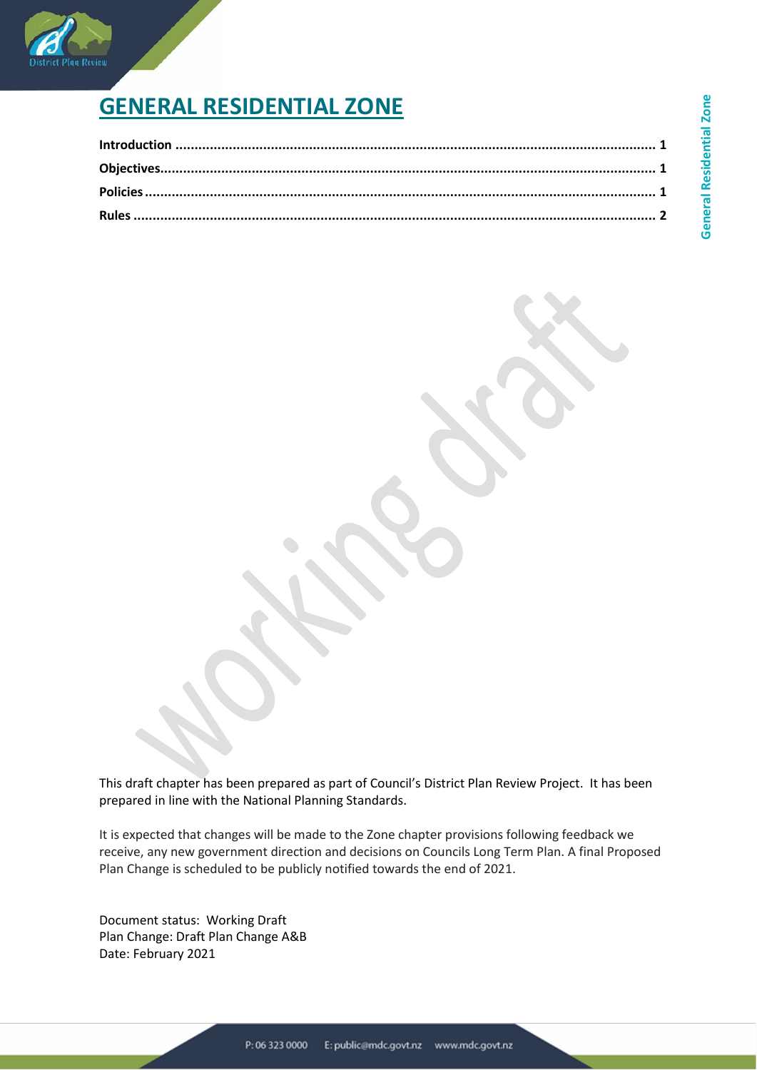# GENERAL RESIDENTIAL ZONE

**Introduction** ........................................................................................................................ **1**
**Objectives**............................................................................................................................. **1**
**Policies** ................................................................................................................................. **1**
**Rules** ..................................................................................................................................... **2**

This draft chapter has been prepared as part of Council's District Plan Review Project. It has been prepared in line with the National Planning Standards.

It is expected that changes will be made to the Zone chapter provisions following feedback we receive, any new government direction and decisions on Councils Long Term Plan. A final Proposed Plan Change is scheduled to be publicly notified towards the end of 2021.

Document status: Working Draft
Plan Change: Draft Plan Change A&B
Date: February 2021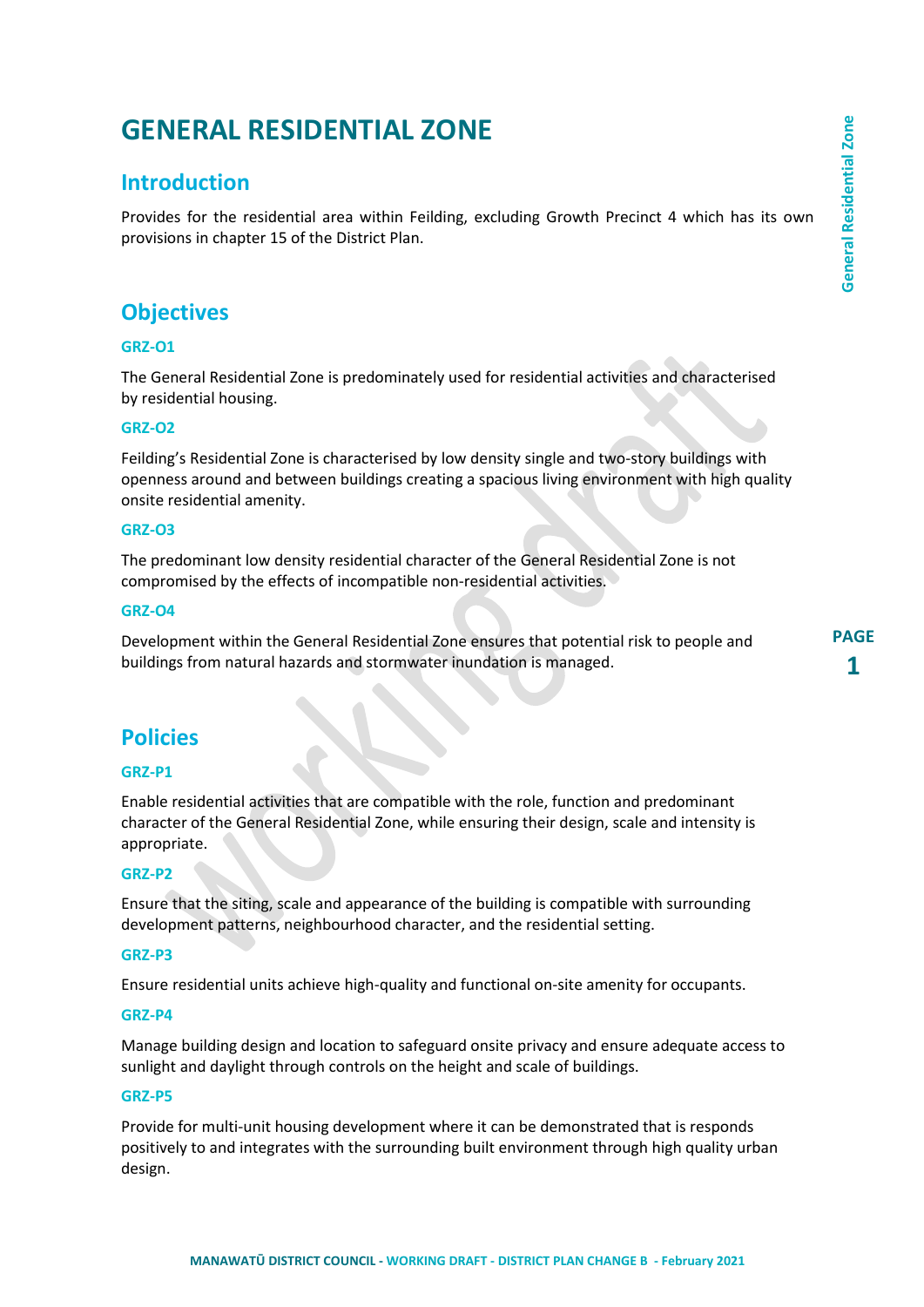# GENERAL RESIDENTIAL ZONE

## Introduction

Provides for the residential area within Feilding, excluding Growth Precinct 4 which has its own provisions in chapter 15 of the District Plan.

## Objectives

### GRZ-O1

The General Residential Zone is predominately used for residential activities and characterised by residential housing.

### GRZ-O2

Feilding's Residential Zone is characterised by low density single and two-story buildings with openness around and between buildings creating a spacious living environment with high quality onsite residential amenity.

### GRZ-O3

The predominant low density residential character of the General Residential Zone is not compromised by the effects of incompatible non-residential activities.

### GRZ-O4

Development within the General Residential Zone ensures that potential risk to people and buildings from natural hazards and stormwater inundation is managed.

## Policies

### GRZ-P1

Enable residential activities that are compatible with the role, function and predominant character of the General Residential Zone, while ensuring their design, scale and intensity is appropriate.

### GRZ-P2

Ensure that the siting, scale and appearance of the building is compatible with surrounding development patterns, neighbourhood character, and the residential setting.

### GRZ-P3

Ensure residential units achieve high-quality and functional on-site amenity for occupants.

### GRZ-P4

Manage building design and location to safeguard onsite privacy and ensure adequate access to sunlight and daylight through controls on the height and scale of buildings.

### GRZ-P5

Provide for multi-unit housing development where it can be demonstrated that is responds positively to and integrates with the surrounding built environment through high quality urban design.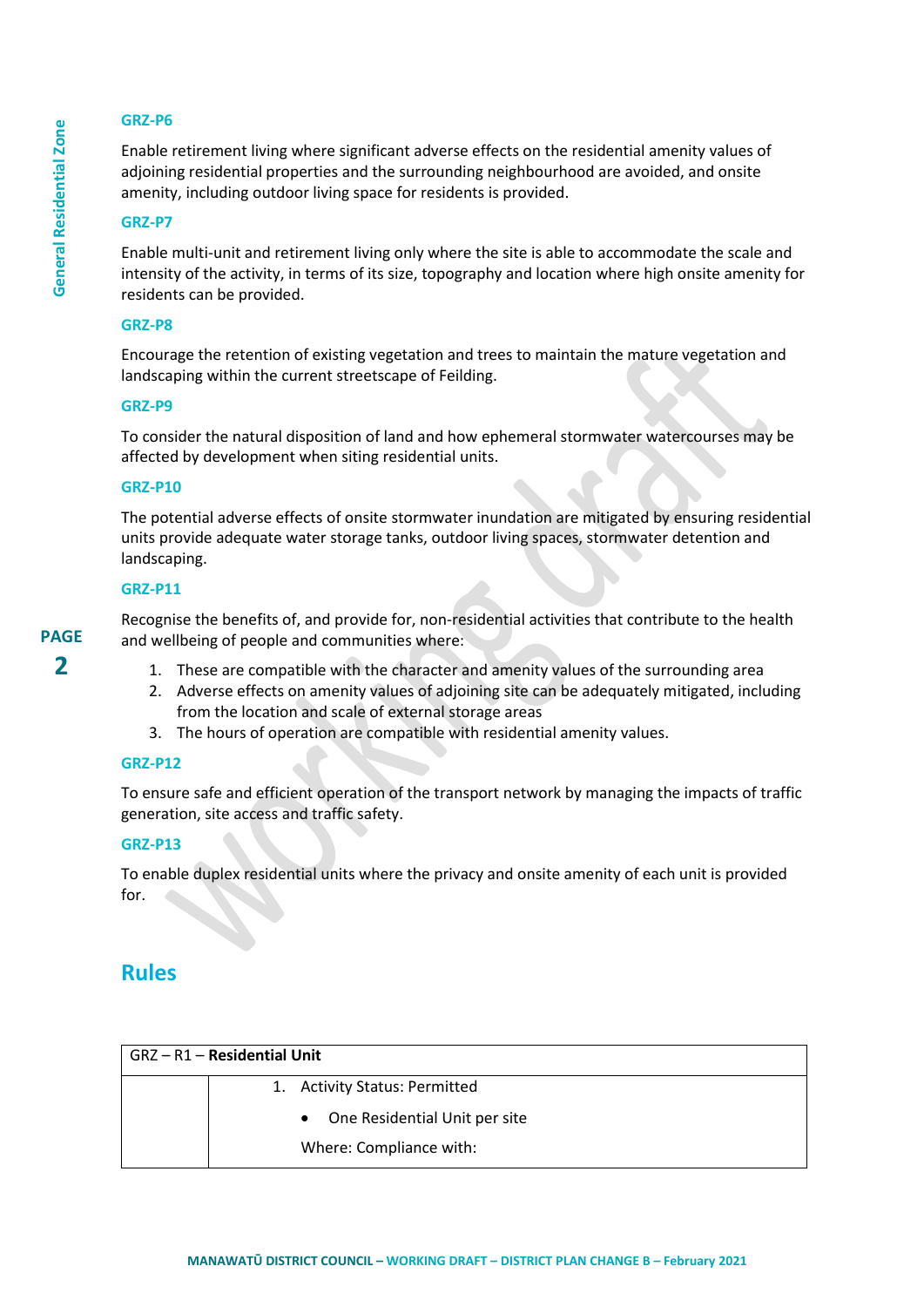### GRZ-P6

Enable retirement living where significant adverse effects on the residential amenity values of adjoining residential properties and the surrounding neighbourhood are avoided, and onsite amenity, including outdoor living space for residents is provided.

### GRZ-P7

Enable multi-unit and retirement living only where the site is able to accommodate the scale and intensity of the activity, in terms of its size, topography and location where high onsite amenity for residents can be provided.

### GRZ-P8

Encourage the retention of existing vegetation and trees to maintain the mature vegetation and landscaping within the current streetscape of Feilding.

### GRZ-P9

To consider the natural disposition of land and how ephemeral stormwater watercourses may be affected by development when siting residential units.

### GRZ-P10

The potential adverse effects of onsite stormwater inundation are mitigated by ensuring residential units provide adequate water storage tanks, outdoor living spaces, stormwater detention and landscaping.

### GRZ-P11

Recognise the benefits of, and provide for, non-residential activities that contribute to the health and wellbeing of people and communities where:

1. These are compatible with the character and amenity values of the surrounding area
2. Adverse effects on amenity values of adjoining site can be adequately mitigated, including from the location and scale of external storage areas
3. The hours of operation are compatible with residential amenity values.

### GRZ-P12

To ensure safe and efficient operation of the transport network by managing the impacts of traffic generation, site access and traffic safety.

### GRZ-P13

To enable duplex residential units where the privacy and onsite amenity of each unit is provided for.

## Rules

| GRZ – R1 – **Residential Unit** | |
|---|---|
| | 1. Activity Status: Permitted<br>• One Residential Unit per site<br>Where: Compliance with: |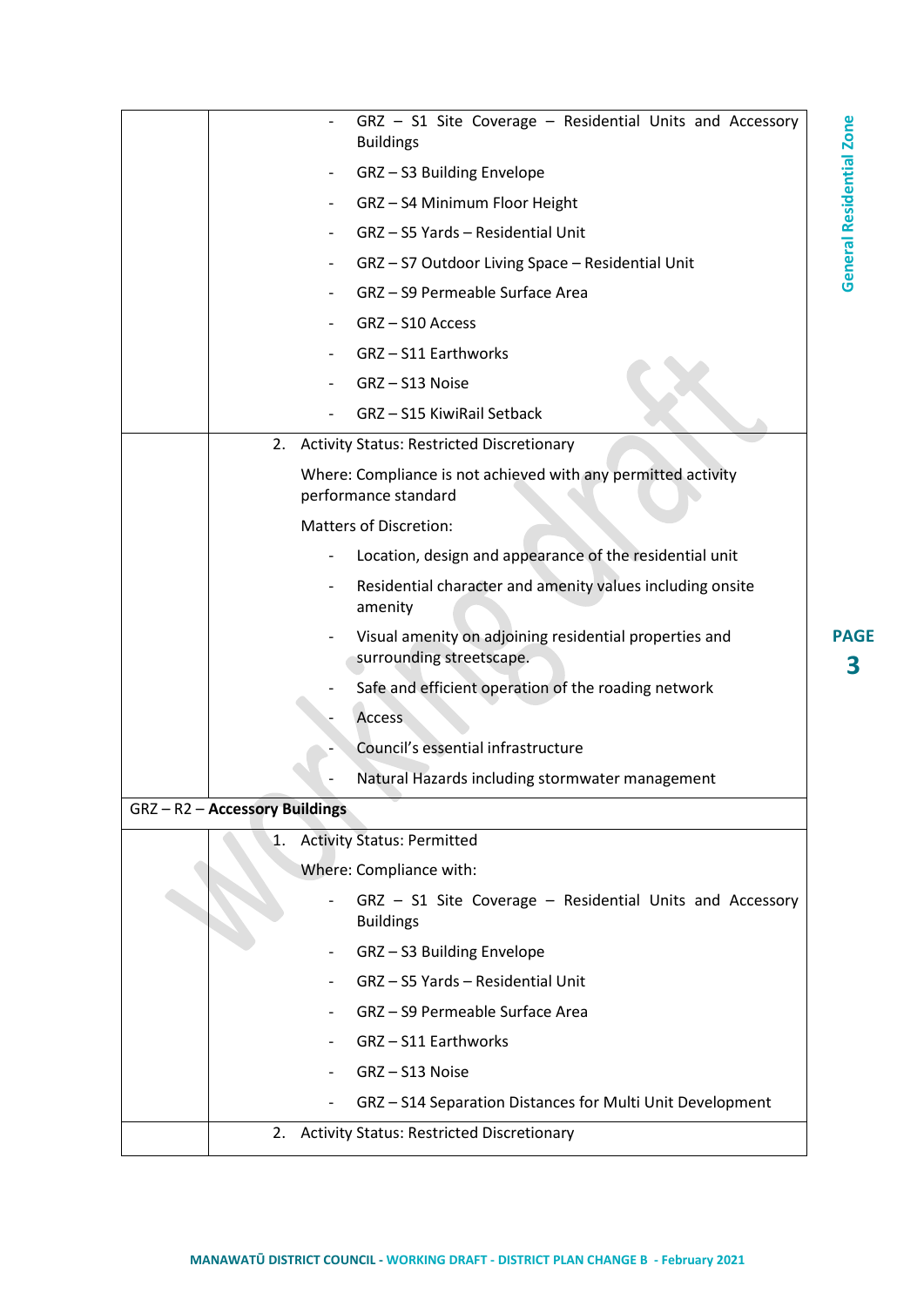| | |
|---|---|
| | - GRZ – S1 Site Coverage – Residential Units and Accessory Buildings<br>- GRZ – S3 Building Envelope<br>- GRZ – S4 Minimum Floor Height<br>- GRZ – S5 Yards – Residential Unit<br>- GRZ – S7 Outdoor Living Space – Residential Unit<br>- GRZ – S9 Permeable Surface Area<br>- GRZ – S10 Access<br>- GRZ – S11 Earthworks<br>- GRZ – S13 Noise<br>- GRZ – S15 KiwiRail Setback |
| | 2. Activity Status: Restricted Discretionary<br>Where: Compliance is not achieved with any permitted activity performance standard<br>Matters of Discretion:<br>- Location, design and appearance of the residential unit<br>- Residential character and amenity values including onsite amenity<br>- Visual amenity on adjoining residential properties and surrounding streetscape.<br>- Safe and efficient operation of the roading network<br>- Access<br>- Council's essential infrastructure<br>- Natural Hazards including stormwater management |
| GRZ – R2 – **Accessory Buildings** | |
| | 1. Activity Status: Permitted<br>Where: Compliance with:<br>- GRZ – S1 Site Coverage – Residential Units and Accessory Buildings<br>- GRZ – S3 Building Envelope<br>- GRZ – S5 Yards – Residential Unit<br>- GRZ – S9 Permeable Surface Area<br>- GRZ – S11 Earthworks<br>- GRZ – S13 Noise<br>- GRZ – S14 Separation Distances for Multi Unit Development |
| | 2. Activity Status: Restricted Discretionary |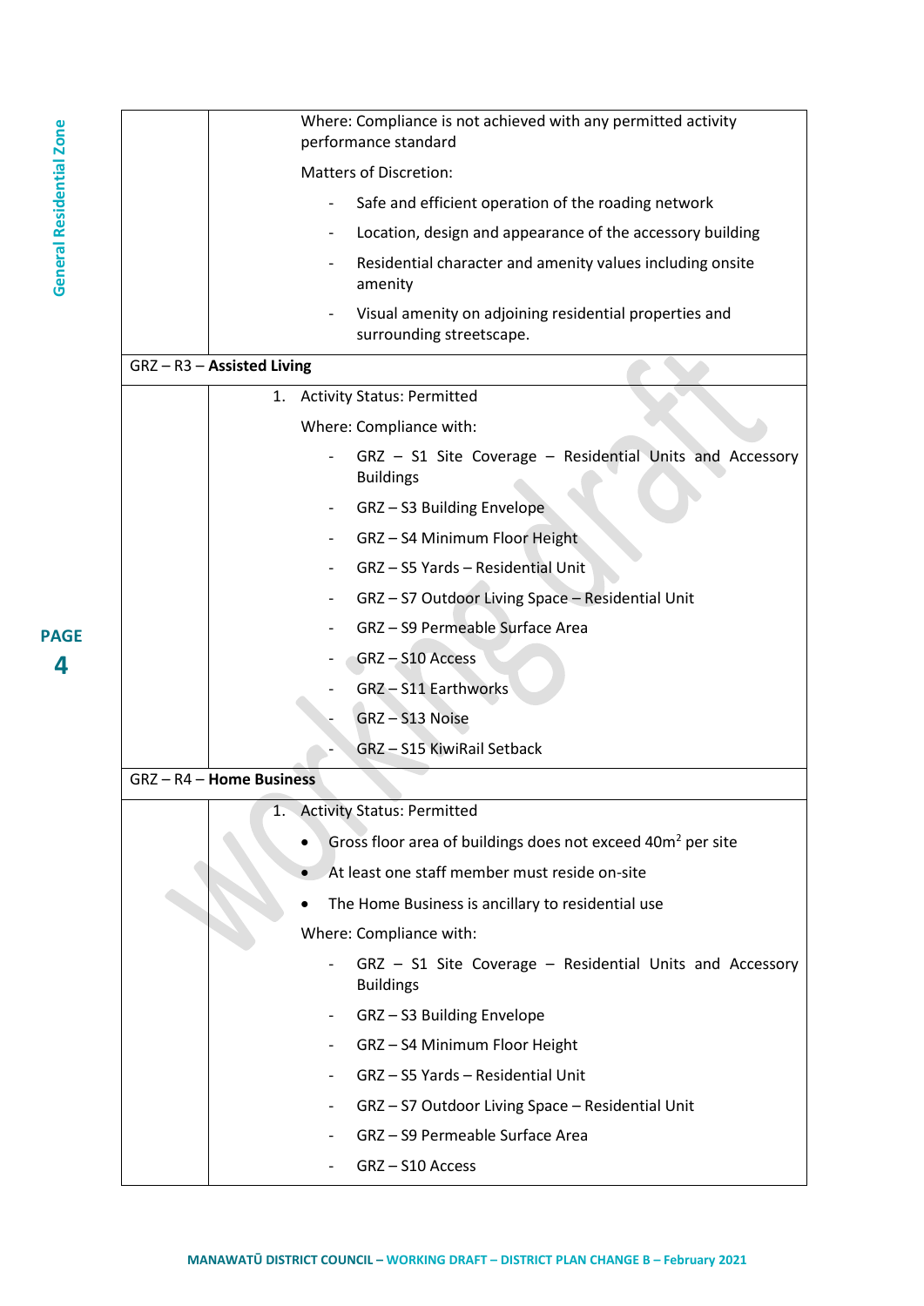| | |
|---|---|
| | Where: Compliance is not achieved with any permitted activity performance standard<br><br>Matters of Discretion:<br><br>- Safe and efficient operation of the roading network<br>- Location, design and appearance of the accessory building<br>- Residential character and amenity values including onsite amenity<br>- Visual amenity on adjoining residential properties and surrounding streetscape. |
| GRZ – R3 – **Assisted Living** | |
| | 1. Activity Status: Permitted<br><br>Where: Compliance with:<br><br>- GRZ – S1 Site Coverage – Residential Units and Accessory Buildings<br>- GRZ – S3 Building Envelope<br>- GRZ – S4 Minimum Floor Height<br>- GRZ – S5 Yards – Residential Unit<br>- GRZ – S7 Outdoor Living Space – Residential Unit<br>- GRZ – S9 Permeable Surface Area<br>- GRZ – S10 Access<br>- GRZ – S11 Earthworks<br>- GRZ – S13 Noise<br>- GRZ – S15 KiwiRail Setback |
| GRZ – R4 – **Home Business** | |
| | 1. Activity Status: Permitted<br><br>• Gross floor area of buildings does not exceed 40m² per site<br>• At least one staff member must reside on-site<br>• The Home Business is ancillary to residential use<br><br>Where: Compliance with:<br><br>- GRZ – S1 Site Coverage – Residential Units and Accessory Buildings<br>- GRZ – S3 Building Envelope<br>- GRZ – S4 Minimum Floor Height<br>- GRZ – S5 Yards – Residential Unit<br>- GRZ – S7 Outdoor Living Space – Residential Unit<br>- GRZ – S9 Permeable Surface Area<br>- GRZ – S10 Access |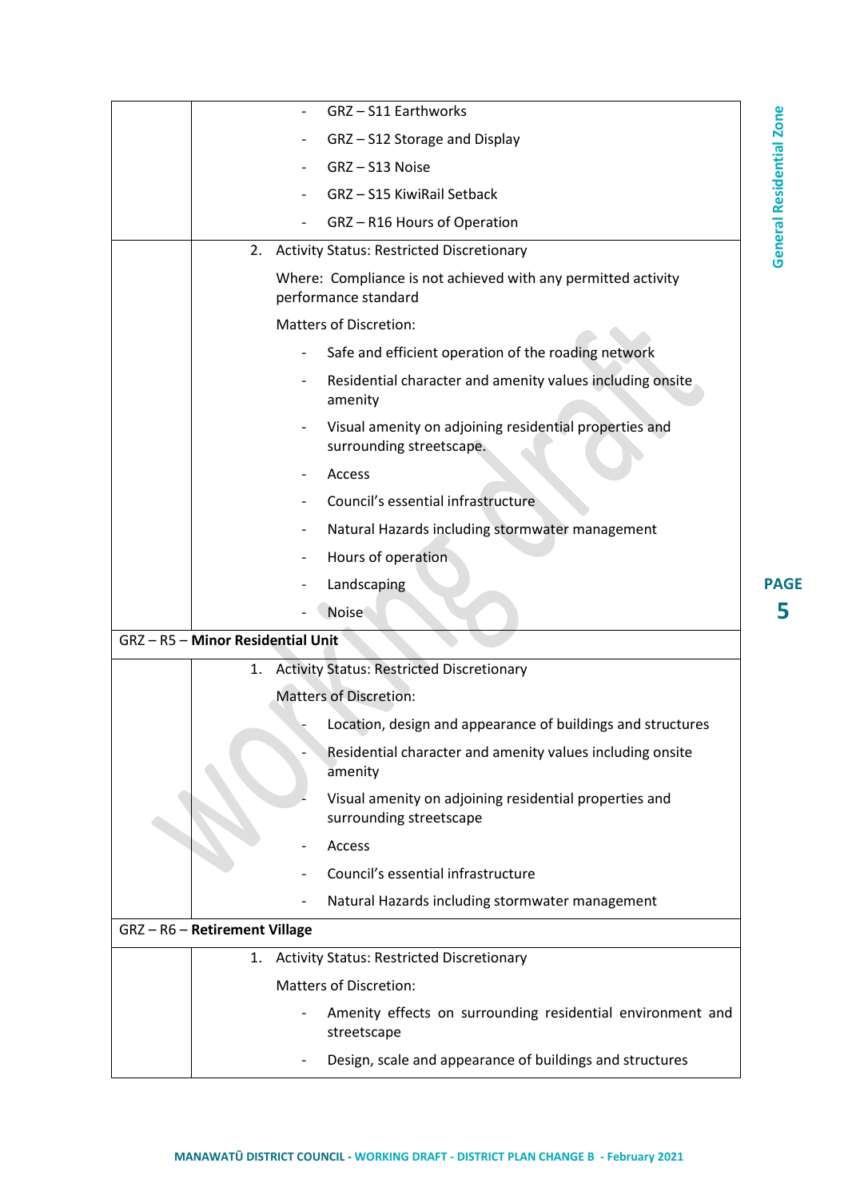| | |
|---|---|
| | - GRZ – S11 Earthworks<br>- GRZ – S12 Storage and Display<br>- GRZ – S13 Noise<br>- GRZ – S15 KiwiRail Setback<br>- GRZ – R16 Hours of Operation |
| | 2. Activity Status: Restricted Discretionary<br><br>Where: Compliance is not achieved with any permitted activity performance standard<br><br>Matters of Discretion:<br>- Safe and efficient operation of the roading network<br>- Residential character and amenity values including onsite amenity<br>- Visual amenity on adjoining residential properties and surrounding streetscape.<br>- Access<br>- Council's essential infrastructure<br>- Natural Hazards including stormwater management<br>- Hours of operation<br>- Landscaping<br>- Noise |
| GRZ – R5 – **Minor Residential Unit** | |
| | 1. Activity Status: Restricted Discretionary<br><br>Matters of Discretion:<br>- Location, design and appearance of buildings and structures<br>- Residential character and amenity values including onsite amenity<br>- Visual amenity on adjoining residential properties and surrounding streetscape<br>- Access<br>- Council's essential infrastructure<br>- Natural Hazards including stormwater management |
| GRZ – R6 – **Retirement Village** | |
| | 1. Activity Status: Restricted Discretionary<br><br>Matters of Discretion:<br>- Amenity effects on surrounding residential environment and streetscape<br>- Design, scale and appearance of buildings and structures |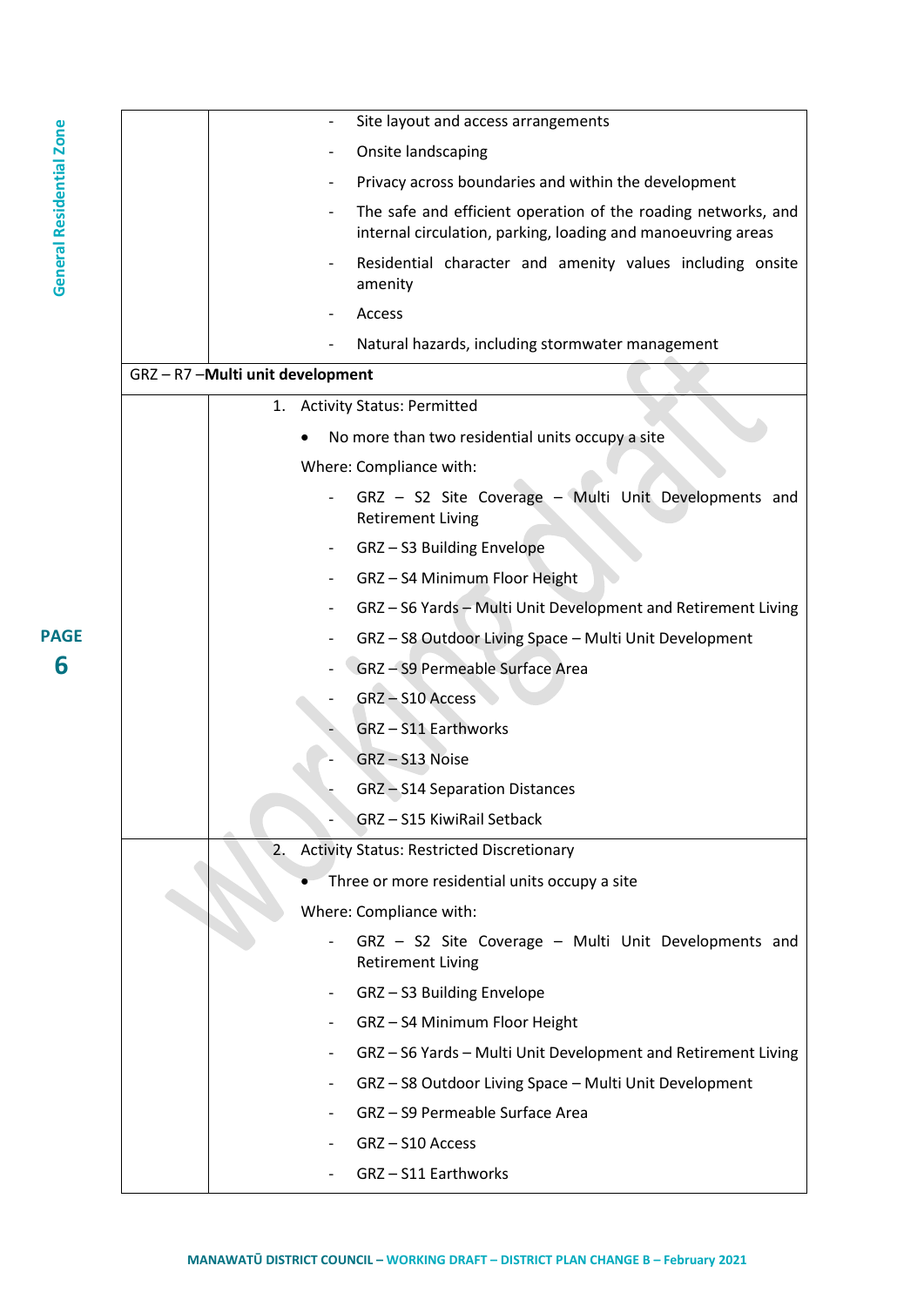| | |
|---|---|
| | - Site layout and access arrangements<br>- Onsite landscaping<br>- Privacy across boundaries and within the development<br>- The safe and efficient operation of the roading networks, and internal circulation, parking, loading and manoeuvring areas<br>- Residential character and amenity values including onsite amenity<br>- Access<br>- Natural hazards, including stormwater management |
| GRZ – R7 –**Multi unit development** | |
| | 1. Activity Status: Permitted<br>• No more than two residential units occupy a site<br>Where: Compliance with:<br>- GRZ – S2 Site Coverage – Multi Unit Developments and Retirement Living<br>- GRZ – S3 Building Envelope<br>- GRZ – S4 Minimum Floor Height<br>- GRZ – S6 Yards – Multi Unit Development and Retirement Living<br>- GRZ – S8 Outdoor Living Space – Multi Unit Development<br>- GRZ – S9 Permeable Surface Area<br>- GRZ – S10 Access<br>- GRZ – S11 Earthworks<br>- GRZ – S13 Noise<br>- GRZ – S14 Separation Distances<br>- GRZ – S15 KiwiRail Setback |
| | 2. Activity Status: Restricted Discretionary<br>• Three or more residential units occupy a site<br>Where: Compliance with:<br>- GRZ – S2 Site Coverage – Multi Unit Developments and Retirement Living<br>- GRZ – S3 Building Envelope<br>- GRZ – S4 Minimum Floor Height<br>- GRZ – S6 Yards – Multi Unit Development and Retirement Living<br>- GRZ – S8 Outdoor Living Space – Multi Unit Development<br>- GRZ – S9 Permeable Surface Area<br>- GRZ – S10 Access<br>- GRZ – S11 Earthworks |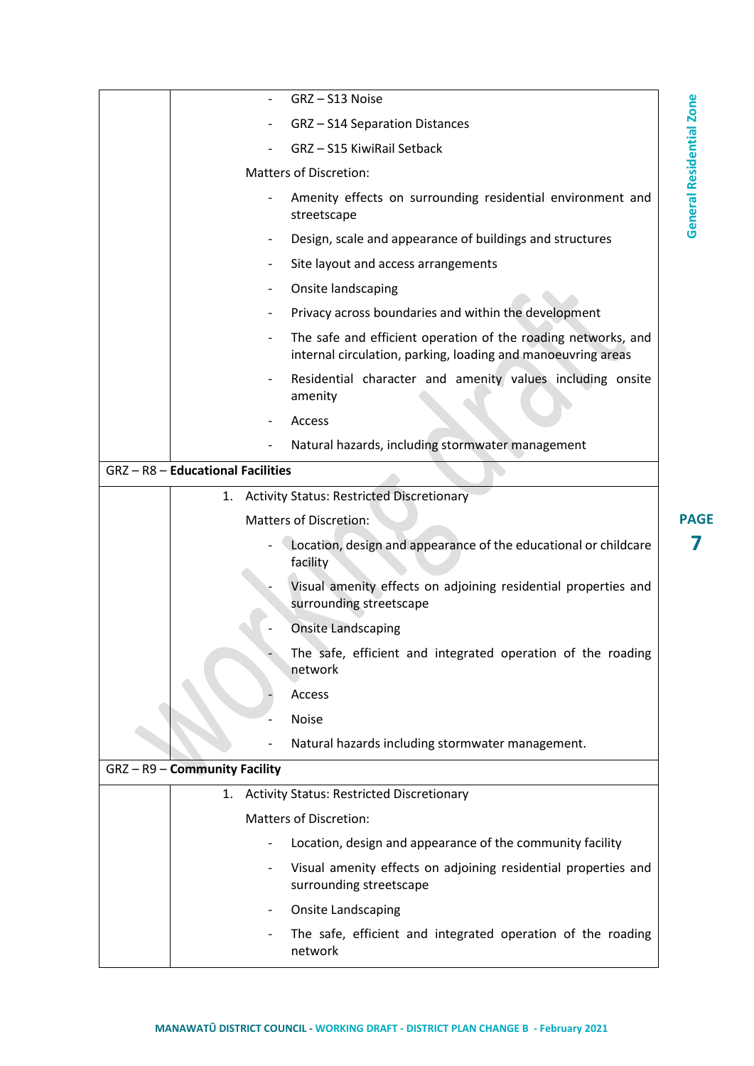| | |
|---|---|
| | - GRZ – S13 Noise<br>- GRZ – S14 Separation Distances<br>- GRZ – S15 KiwiRail Setback<br><br>Matters of Discretion:<br>- Amenity effects on surrounding residential environment and streetscape<br>- Design, scale and appearance of buildings and structures<br>- Site layout and access arrangements<br>- Onsite landscaping<br>- Privacy across boundaries and within the development<br>- The safe and efficient operation of the roading networks, and internal circulation, parking, loading and manoeuvring areas<br>- Residential character and amenity values including onsite amenity<br>- Access<br>- Natural hazards, including stormwater management |
| GRZ – R8 – **Educational Facilities** | |
| | 1. Activity Status: Restricted Discretionary<br><br>Matters of Discretion:<br>- Location, design and appearance of the educational or childcare facility<br>- Visual amenity effects on adjoining residential properties and surrounding streetscape<br>- Onsite Landscaping<br>- The safe, efficient and integrated operation of the roading network<br>- Access<br>- Noise<br>- Natural hazards including stormwater management. |
| GRZ – R9 – **Community Facility** | |
| | 1. Activity Status: Restricted Discretionary<br><br>Matters of Discretion:<br>- Location, design and appearance of the community facility<br>- Visual amenity effects on adjoining residential properties and surrounding streetscape<br>- Onsite Landscaping<br>- The safe, efficient and integrated operation of the roading network |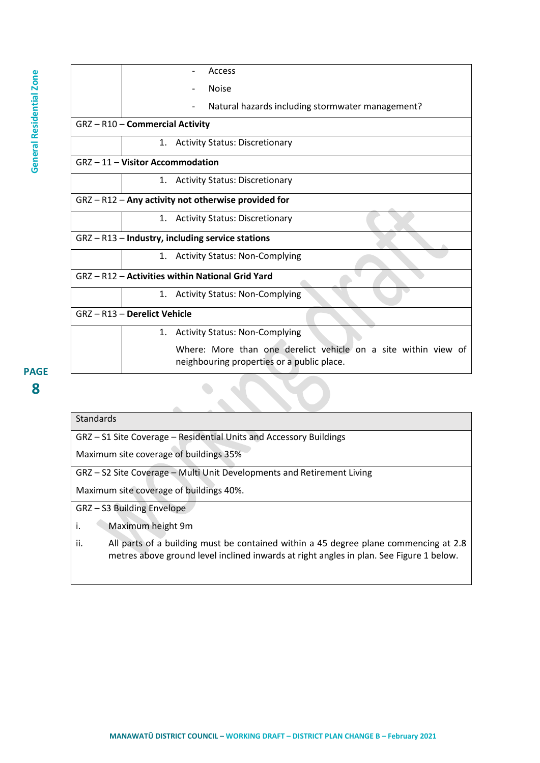| | |
|---|---|
| | - Access<br>- Noise<br>- Natural hazards including stormwater management? |
| GRZ – R10 – **Commercial Activity** | |
| | 1. Activity Status: Discretionary |
| GRZ – 11 – **Visitor Accommodation** | |
| | 1. Activity Status: Discretionary |
| GRZ – R12 – **Any activity not otherwise provided for** | |
| | 1. Activity Status: Discretionary |
| GRZ – R13 – **Industry, including service stations** | |
| | 1. Activity Status: Non-Complying |
| GRZ – R12 – **Activities within National Grid Yard** | |
| | 1. Activity Status: Non-Complying |
| GRZ – R13 – **Derelict Vehicle** | |
| | 1. Activity Status: Non-Complying<br>Where: More than one derelict vehicle on a site within view of neighbouring properties or a public place. |

| Standards |
|---|
| GRZ – S1 Site Coverage – Residential Units and Accessory Buildings<br>Maximum site coverage of buildings 35% |
| GRZ – S2 Site Coverage – Multi Unit Developments and Retirement Living<br>Maximum site coverage of buildings 40%. |
| GRZ – S3 Building Envelope<br>i. Maximum height 9m<br>ii. All parts of a building must be contained within a 45 degree plane commencing at 2.8 metres above ground level inclined inwards at right angles in plan. See Figure 1 below. |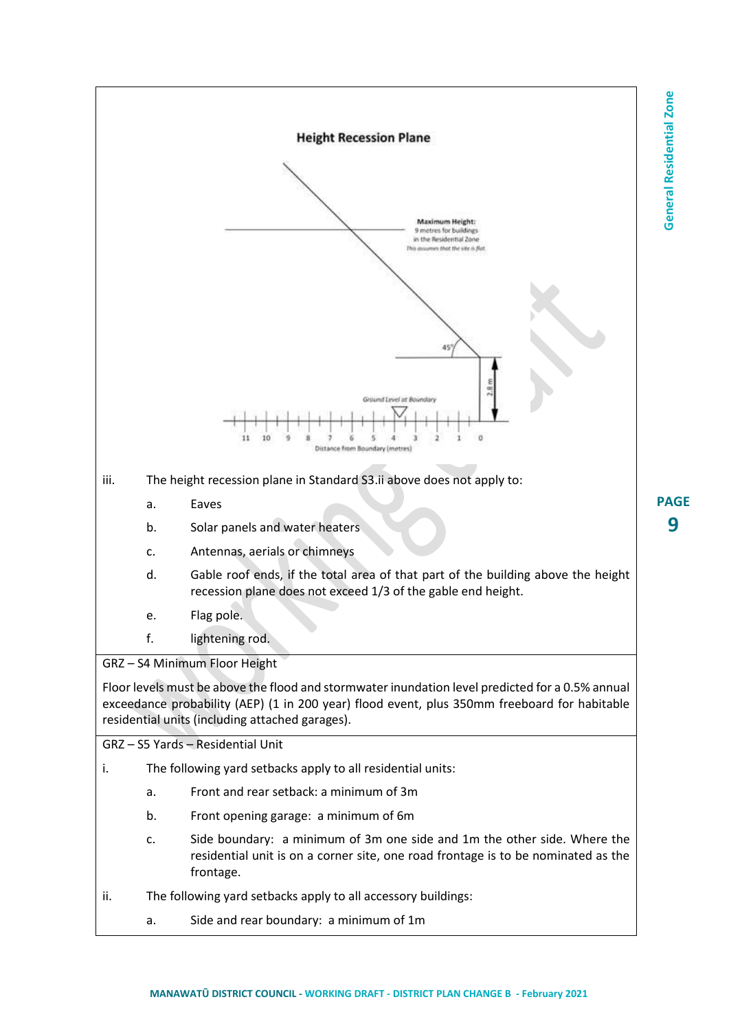**Height Recession Plane**

Maximum Height: 9 metres for buildings in the Residential Zone
*This assumes that the site is flat*

45°

2.8 m

*Ground Level at Boundary*

11 10 9 8 7 6 5 4 3 2 1 0

Distance from Boundary (metres)

iii. The height recession plane in Standard S3.ii above does not apply to:

  a. Eaves
  b. Solar panels and water heaters
  c. Antennas, aerials or chimneys
  d. Gable roof ends, if the total area of that part of the building above the height recession plane does not exceed 1/3 of the gable end height.
  e. Flag pole.
  f. lightening rod.

GRZ – S4 Minimum Floor Height

Floor levels must be above the flood and stormwater inundation level predicted for a 0.5% annual exceedance probability (AEP) (1 in 200 year) flood event, plus 350mm freeboard for habitable residential units (including attached garages).

GRZ – S5 Yards – Residential Unit

i. The following yard setbacks apply to all residential units:

  a. Front and rear setback: a minimum of 3m
  b. Front opening garage: a minimum of 6m
  c. Side boundary: a minimum of 3m one side and 1m the other side. Where the residential unit is on a corner site, one road frontage is to be nominated as the frontage.

ii. The following yard setbacks apply to all accessory buildings:

  a. Side and rear boundary: a minimum of 1m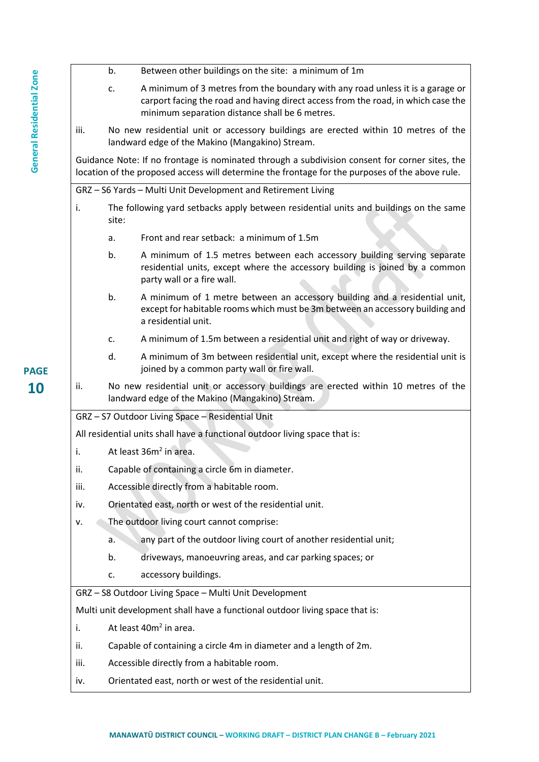b. Between other buildings on the site: a minimum of 1m

c. A minimum of 3 metres from the boundary with any road unless it is a garage or carport facing the road and having direct access from the road, in which case the minimum separation distance shall be 6 metres.

iii. No new residential unit or accessory buildings are erected within 10 metres of the landward edge of the Makino (Mangakino) Stream.

Guidance Note: If no frontage is nominated through a subdivision consent for corner sites, the location of the proposed access will determine the frontage for the purposes of the above rule.

GRZ – S6 Yards – Multi Unit Development and Retirement Living

i. The following yard setbacks apply between residential units and buildings on the same site:

 a. Front and rear setback: a minimum of 1.5m

 b. A minimum of 1.5 metres between each accessory building serving separate residential units, except where the accessory building is joined by a common party wall or a fire wall.

 b. A minimum of 1 metre between an accessory building and a residential unit, except for habitable rooms which must be 3m between an accessory building and a residential unit.

 c. A minimum of 1.5m between a residential unit and right of way or driveway.

 d. A minimum of 3m between residential unit, except where the residential unit is joined by a common party wall or fire wall.

ii. No new residential unit or accessory buildings are erected within 10 metres of the landward edge of the Makino (Mangakino) Stream.

GRZ – S7 Outdoor Living Space – Residential Unit

All residential units shall have a functional outdoor living space that is:

i. At least $36m^2$ in area.

ii. Capable of containing a circle 6m in diameter.

iii. Accessible directly from a habitable room.

iv. Orientated east, north or west of the residential unit.

v. The outdoor living court cannot comprise:

 a. any part of the outdoor living court of another residential unit;

 b. driveways, manoeuvring areas, and car parking spaces; or

 c. accessory buildings.

GRZ – S8 Outdoor Living Space – Multi Unit Development

Multi unit development shall have a functional outdoor living space that is:

i. At least $40m^2$ in area.

ii. Capable of containing a circle 4m in diameter and a length of 2m.

iii. Accessible directly from a habitable room.

iv. Orientated east, north or west of the residential unit.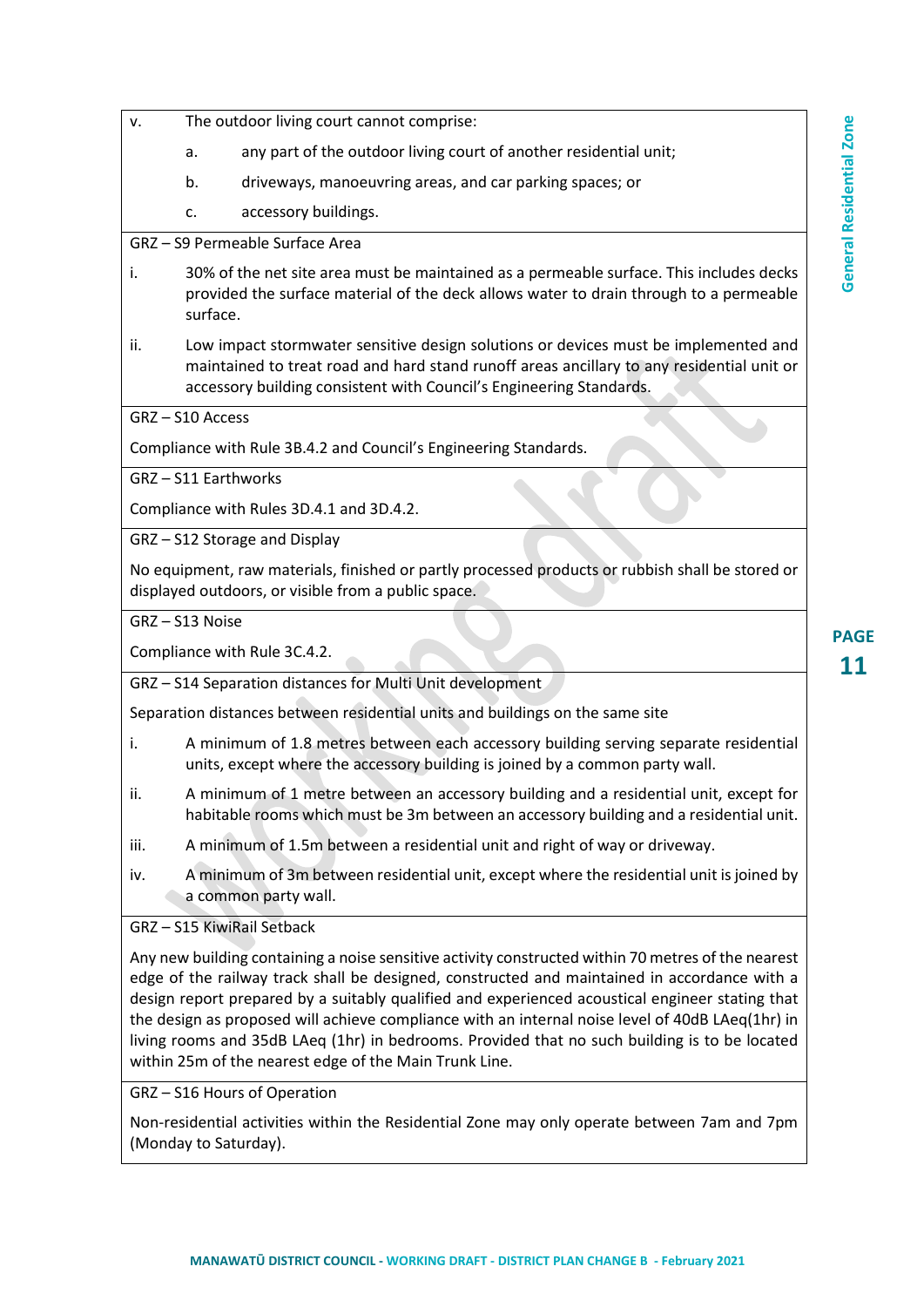v. The outdoor living court cannot comprise:

   a. any part of the outdoor living court of another residential unit;

   b. driveways, manoeuvring areas, and car parking spaces; or

   c. accessory buildings.

GRZ – S9 Permeable Surface Area

i. 30% of the net site area must be maintained as a permeable surface. This includes decks provided the surface material of the deck allows water to drain through to a permeable surface.

ii. Low impact stormwater sensitive design solutions or devices must be implemented and maintained to treat road and hard stand runoff areas ancillary to any residential unit or accessory building consistent with Council's Engineering Standards.

GRZ – S10 Access

Compliance with Rule 3B.4.2 and Council's Engineering Standards.

GRZ – S11 Earthworks

Compliance with Rules 3D.4.1 and 3D.4.2.

GRZ – S12 Storage and Display

No equipment, raw materials, finished or partly processed products or rubbish shall be stored or displayed outdoors, or visible from a public space.

GRZ – S13 Noise

Compliance with Rule 3C.4.2.

GRZ – S14 Separation distances for Multi Unit development

Separation distances between residential units and buildings on the same site

i. A minimum of 1.8 metres between each accessory building serving separate residential units, except where the accessory building is joined by a common party wall.

ii. A minimum of 1 metre between an accessory building and a residential unit, except for habitable rooms which must be 3m between an accessory building and a residential unit.

iii. A minimum of 1.5m between a residential unit and right of way or driveway.

iv. A minimum of 3m between residential unit, except where the residential unit is joined by a common party wall.

GRZ – S15 KiwiRail Setback

Any new building containing a noise sensitive activity constructed within 70 metres of the nearest edge of the railway track shall be designed, constructed and maintained in accordance with a design report prepared by a suitably qualified and experienced acoustical engineer stating that the design as proposed will achieve compliance with an internal noise level of 40dB LAeq(1hr) in living rooms and 35dB LAeq (1hr) in bedrooms. Provided that no such building is to be located within 25m of the nearest edge of the Main Trunk Line.

GRZ – S16 Hours of Operation

Non-residential activities within the Residential Zone may only operate between 7am and 7pm (Monday to Saturday).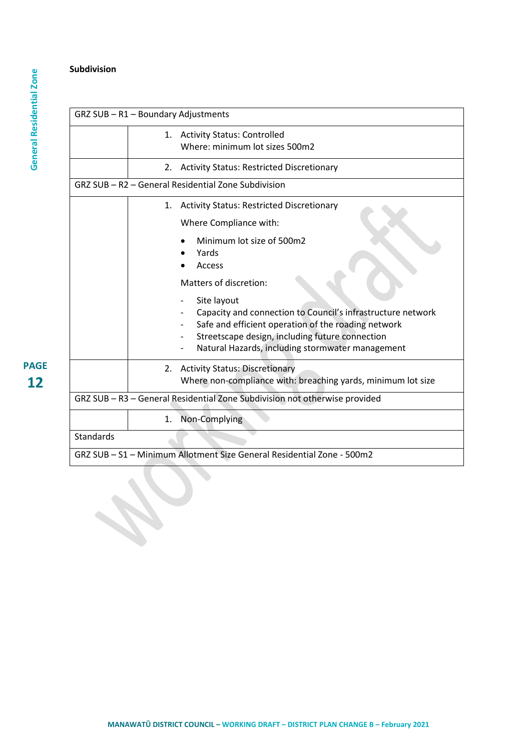**Subdivision**

| | |
|---|---|
| GRZ SUB – R1 – Boundary Adjustments | |
| | 1. Activity Status: Controlled<br>Where: minimum lot sizes 500m2 |
| | 2. Activity Status: Restricted Discretionary |
| GRZ SUB – R2 – General Residential Zone Subdivision | |
| | 1. Activity Status: Restricted Discretionary<br>Where Compliance with:<br>• Minimum lot size of 500m2<br>• Yards<br>• Access<br>Matters of discretion:<br>- Site layout<br>- Capacity and connection to Council's infrastructure network<br>- Safe and efficient operation of the roading network<br>- Streetscape design, including future connection<br>- Natural Hazards, including stormwater management |
| | 2. Activity Status: Discretionary<br>Where non-compliance with: breaching yards, minimum lot size |
| GRZ SUB – R3 – General Residential Zone Subdivision not otherwise provided | |
| | 1. Non-Complying |
| Standards | |
| GRZ SUB – S1 – Minimum Allotment Size General Residential Zone - 500m2 | |